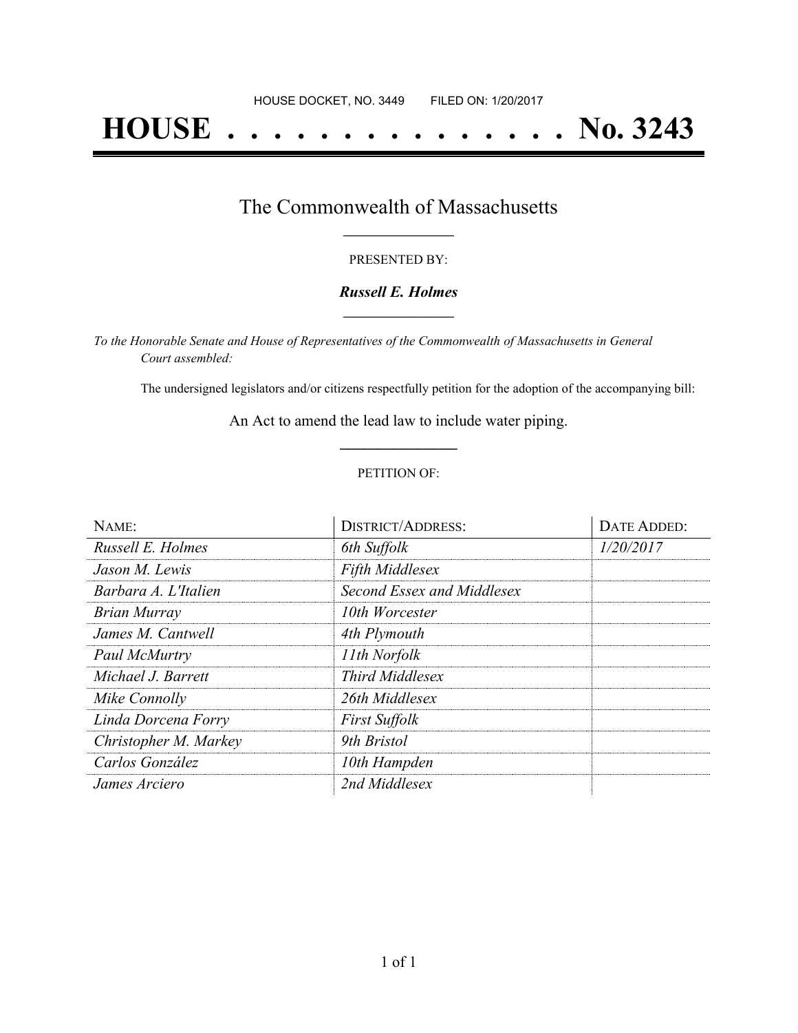HOUSE DOCKET, NO. 3449 FILED ON: 1/20/2017

# HOUSE . . . . . . . . . . . . . . . No. 3243

## The Commonwealth of Massachusetts

PRESENTED BY:

***Russell E. Holmes***

*To the Honorable Senate and House of Representatives of the Commonwealth of Massachusetts in General Court assembled:*

The undersigned legislators and/or citizens respectfully petition for the adoption of the accompanying bill:

An Act to amend the lead law to include water piping.

PETITION OF:

| NAME: | DISTRICT/ADDRESS: | DATE ADDED: |
|---|---|---|
| *Russell E. Holmes* | *6th Suffolk* | *1/20/2017* |
| *Jason M. Lewis* | *Fifth Middlesex* | |
| *Barbara A. L'Italien* | *Second Essex and Middlesex* | |
| *Brian Murray* | *10th Worcester* | |
| *James M. Cantwell* | *4th Plymouth* | |
| *Paul McMurtry* | *11th Norfolk* | |
| *Michael J. Barrett* | *Third Middlesex* | |
| *Mike Connolly* | *26th Middlesex* | |
| *Linda Dorcena Forry* | *First Suffolk* | |
| *Christopher M. Markey* | *9th Bristol* | |
| *Carlos González* | *10th Hampden* | |
| *James Arciero* | *2nd Middlesex* | |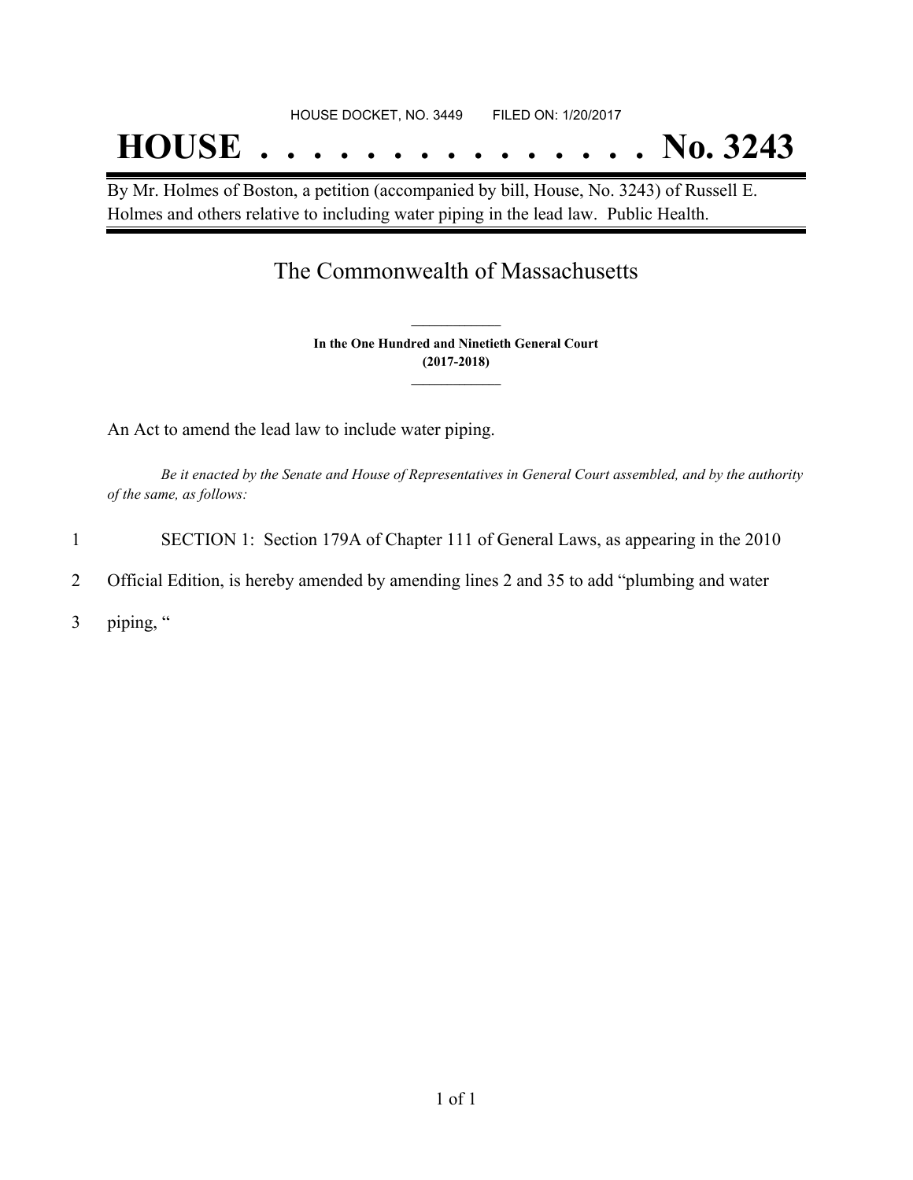HOUSE DOCKET, NO. 3449 FILED ON: 1/20/2017

# HOUSE . . . . . . . . . . . . . . . No. 3243

By Mr. Holmes of Boston, a petition (accompanied by bill, House, No. 3243) of Russell E. Holmes and others relative to including water piping in the lead law. Public Health.

## The Commonwealth of Massachusetts

**In the One Hundred and Ninetieth General Court**
**(2017-2018)**

An Act to amend the lead law to include water piping.

*Be it enacted by the Senate and House of Representatives in General Court assembled, and by the authority of the same, as follows:*

1 SECTION 1: Section 179A of Chapter 111 of General Laws, as appearing in the 2010

2 Official Edition, is hereby amended by amending lines 2 and 35 to add "plumbing and water

3 piping, "